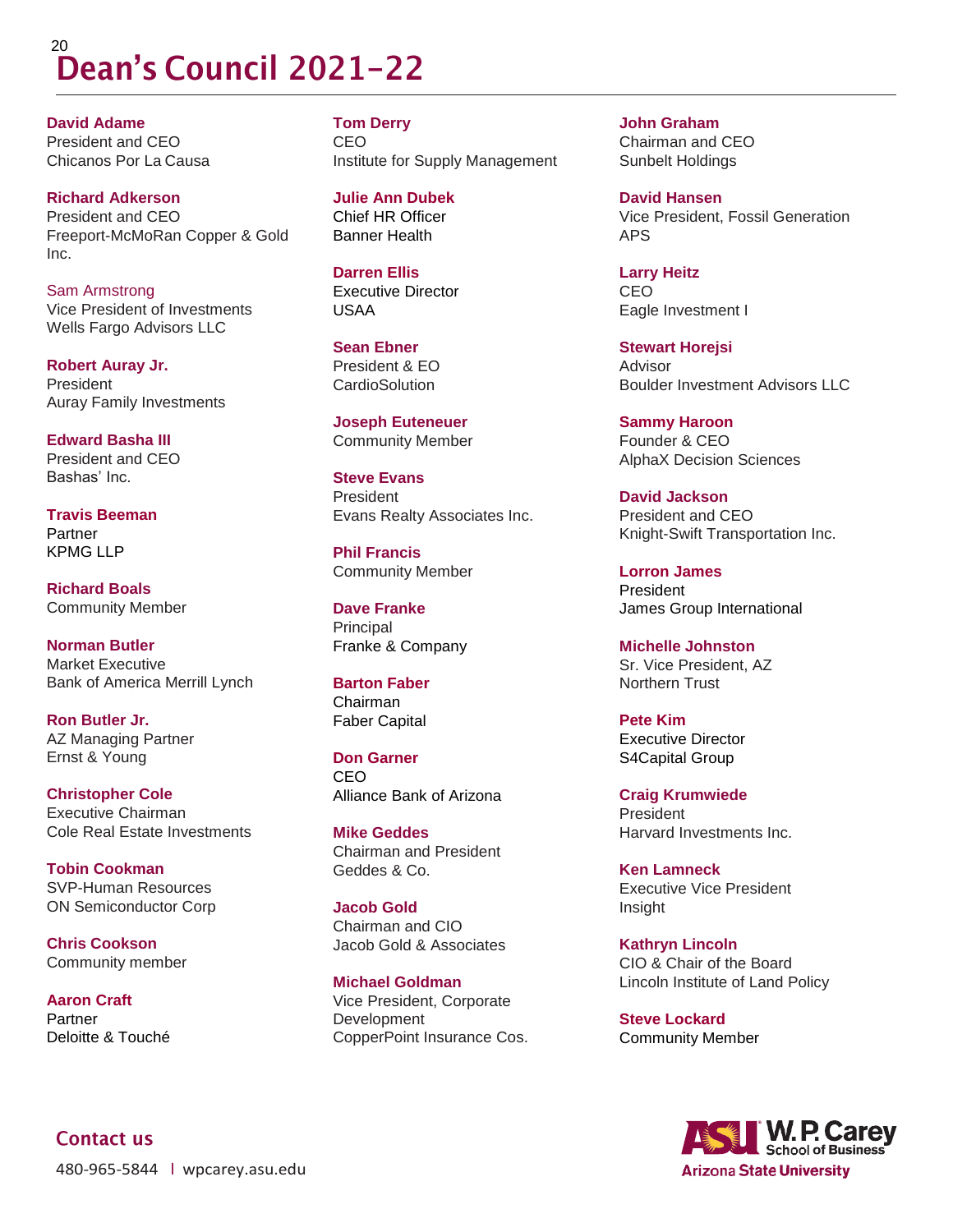# Dean's Council 2021-22

**David Adame**
President and CEO
Chicanos Por La Causa

**Richard Adkerson**
President and CEO
Freeport-McMoRan Copper & Gold Inc.

Sam Armstrong
Vice President of Investments
Wells Fargo Advisors LLC

**Robert Auray Jr.**
President
Auray Family Investments

**Edward Basha III**
President and CEO
Bashas' Inc.

**Travis Beeman**
Partner
KPMG LLP

**Richard Boals**
Community Member

**Norman Butler**
Market Executive
Bank of America Merrill Lynch

**Ron Butler Jr.**
AZ Managing Partner
Ernst & Young

**Christopher Cole**
Executive Chairman
Cole Real Estate Investments

**Tobin Cookman**
SVP-Human Resources
ON Semiconductor Corp

**Chris Cookson**
Community member

**Aaron Craft**
Partner
Deloitte & Touché

**Tom Derry**
CEO
Institute for Supply Management

**Julie Ann Dubek**
Chief HR Officer
Banner Health

**Darren Ellis**
Executive Director
USAA

**Sean Ebner**
President & EO
CardioSolution

**Joseph Euteneuer**
Community Member

**Steve Evans**
President
Evans Realty Associates Inc.

**Phil Francis**
Community Member

**Dave Franke**
Principal
Franke & Company

**Barton Faber**
Chairman
Faber Capital

**Don Garner**
CEO
Alliance Bank of Arizona

**Mike Geddes**
Chairman and President
Geddes & Co.

**Jacob Gold**
Chairman and CIO
Jacob Gold & Associates

**Michael Goldman**
Vice President, Corporate Development
CopperPoint Insurance Cos.

**John Graham**
Chairman and CEO
Sunbelt Holdings

**David Hansen**
Vice President, Fossil Generation
APS

**Larry Heitz**
CEO
Eagle Investment I

**Stewart Horejsi**
Advisor
Boulder Investment Advisors LLC

**Sammy Haroon**
Founder & CEO
AlphaX Decision Sciences

**David Jackson**
President and CEO
Knight-Swift Transportation Inc.

**Lorron James**
President
James Group International

**Michelle Johnston**
Sr. Vice President, AZ
Northern Trust

**Pete Kim**
Executive Director
S4Capital Group

**Craig Krumwiede**
President
Harvard Investments Inc.

**Ken Lamneck**
Executive Vice President
Insight

**Kathryn Lincoln**
CIO & Chair of the Board
Lincoln Institute of Land Policy

**Steve Lockard**
Community Member

## Contact us

480-965-5844 | wpcarey.asu.edu

ASU W. P. Carey School of Business
Arizona State University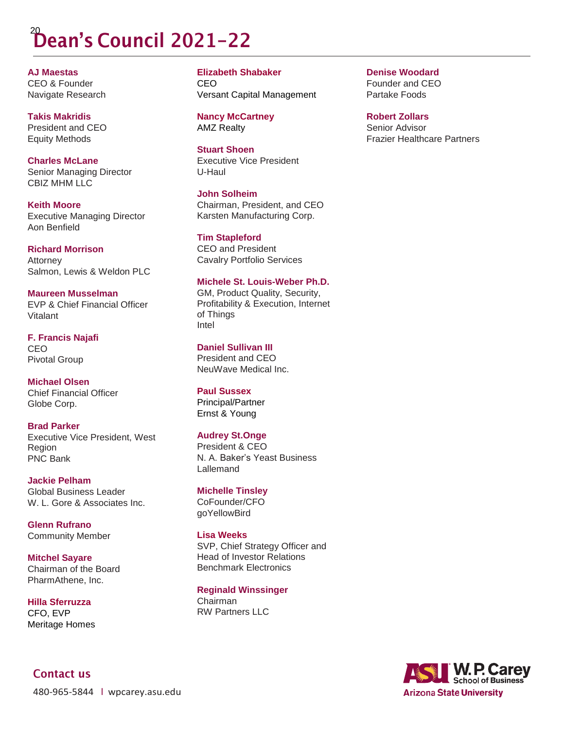# Dean's Council 2021–22

**AJ Maestas**
CEO & Founder
Navigate Research

**Takis Makridis**
President and CEO
Equity Methods

**Charles McLane**
Senior Managing Director
CBIZ MHM LLC

**Keith Moore**
Executive Managing Director
Aon Benfield

**Richard Morrison**
Attorney
Salmon, Lewis & Weldon PLC

**Maureen Musselman**
EVP & Chief Financial Officer
Vitalant

**F. Francis Najafi**
CEO
Pivotal Group

**Michael Olsen**
Chief Financial Officer
Globe Corp.

**Brad Parker**
Executive Vice President, West Region
PNC Bank

**Jackie Pelham**
Global Business Leader
W. L. Gore & Associates Inc.

**Glenn Rufrano**
Community Member

**Mitchel Sayare**
Chairman of the Board
PharmAthene, Inc.

**Hilla Sferruzza**
CFO, EVP
Meritage Homes

**Elizabeth Shabaker**
CEO
Versant Capital Management

**Nancy McCartney**
AMZ Realty

**Stuart Shoen**
Executive Vice President
U-Haul

**John Solheim**
Chairman, President, and CEO
Karsten Manufacturing Corp.

**Tim Stapleford**
CEO and President
Cavalry Portfolio Services

**Michele St. Louis-Weber Ph.D.**
GM, Product Quality, Security, Profitability & Execution, Internet of Things
Intel

**Daniel Sullivan III**
President and CEO
NeuWave Medical Inc.

**Paul Sussex**
Principal/Partner
Ernst & Young

**Audrey St.Onge**
President & CEO
N. A. Baker's Yeast Business
Lallemand

**Michelle Tinsley**
CoFounder/CFO
goYellowBird

**Lisa Weeks**
SVP, Chief Strategy Officer and Head of Investor Relations
Benchmark Electronics

**Reginald Winssinger**
Chairman
RW Partners LLC

**Denise Woodard**
Founder and CEO
Partake Foods

**Robert Zollars**
Senior Advisor
Frazier Healthcare Partners

## Contact us

480-965-5844 | wpcarey.asu.edu

ASU W. P. Carey School of Business
Arizona State University